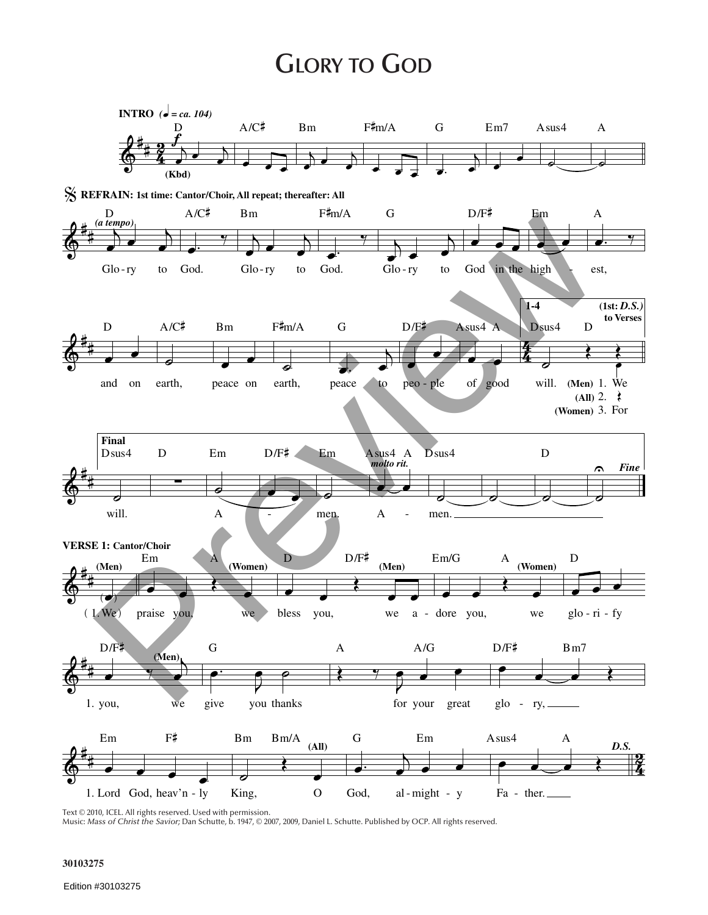# GLORY TO GOD

**INTRO** (♩ = ca. 104)

D A/C♯ Bm F♯m/A G Em7 Asus4 A

(Kbd)

**REFRAIN: 1st time: Cantor/Choir, All repeat; thereafter: All**

D A/C♯ Bm F♯m/A G D/F♯ Em A

(a tempo)

Glo-ry to God. Glo-ry to God. Glo-ry to God in the high - est,

D A/C♯ Bm F♯m/A G D/F♯ Asus4 A | 1-4 Dsus4 D (1st: *D.S.*) to Verses

and on earth, peace on earth, peace to peo-ple of good will. (Men) 1. We (All) 2. (Women) 3. For

**Final**

Dsus4 D Em D/F♯ Em Asus4 A Dsus4 D

*molto rit.* *Fine*

will. A - men. A - men.

**VERSE 1: Cantor/Choir**

Em A D D/F♯ Em/G A D

(Men) (Women) (Men) (Women)

( 1. We ) praise you, we bless you, we a - dore you, we glo - ri - fy

D/F♯ G A A/G D/F♯ Bm7

(Men)

1. you, we give you thanks for your great glo - ry,

Em F♯ Bm Bm/A G Em Asus4 A

(All) *D.S.*

1. Lord God, heav'n - ly King, O God, al - might - y Fa - ther.

Text © 2010, ICEL. All rights reserved. Used with permission.
Music: *Mass of Christ the Savior;* Dan Schutte, b. 1947, © 2007, 2009, Daniel L. Schutte. Published by OCP. All rights reserved.

30103275

Edition #30103275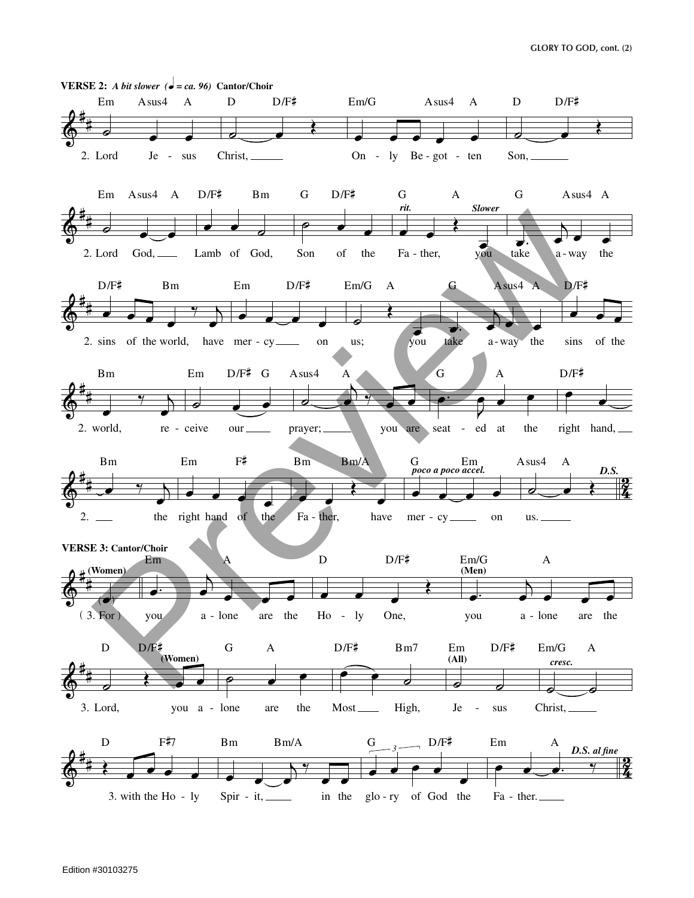VERSE 2: *A bit slower (♩ = ca. 96)* **Cantor/Choir**

Em Asus4 A D D/F♯ Em/G Asus4 A D D/F♯

2. Lord Je - sus Christ, ___ On - ly Be - got - ten Son, ___

Em Asus4 A D/F♯ Bm G D/F♯ G A G Asus4 A

*rit.* *Slower*

2. Lord God, ___ Lamb of God, Son of the Fa - ther, you take a - way the

D/F♯ Bm Em D/F♯ Em/G A G Asus4 A D/F♯

2. sins of the world, have mer - cy ___ on us; you take a - way the sins of the

Bm Em D/F♯ G Asus4 A G A D/F♯

2. world, re - ceive our ___ prayer; ___ you are seat - ed at the right hand, ___

Bm Em F♯ Bm Bm/A G Em Asus4 A

*poco a poco accel.* *D.S.*

2. ___ the right hand of the Fa - ther, have mer - cy ___ on us. ___

VERSE 3: **Cantor/Choir**

Em A D D/F♯ Em/G A

(Women) (Men)

(3. For) you a - lone are the Ho - ly One, you a - lone are the

D D/F♯ G A D/F♯ Bm7 Em D/F♯ Em/G A

(Women) (All) *cresc.*

3. Lord, you a - lone are the Most ___ High, Je - sus Christ, ___

D F♯7 Bm Bm/A G D/F♯ Em A

*D.S. al fine*

3. with the Ho - ly Spir - it, ___ in the glo - ry of God the Fa - ther. ___

Edition #30103275